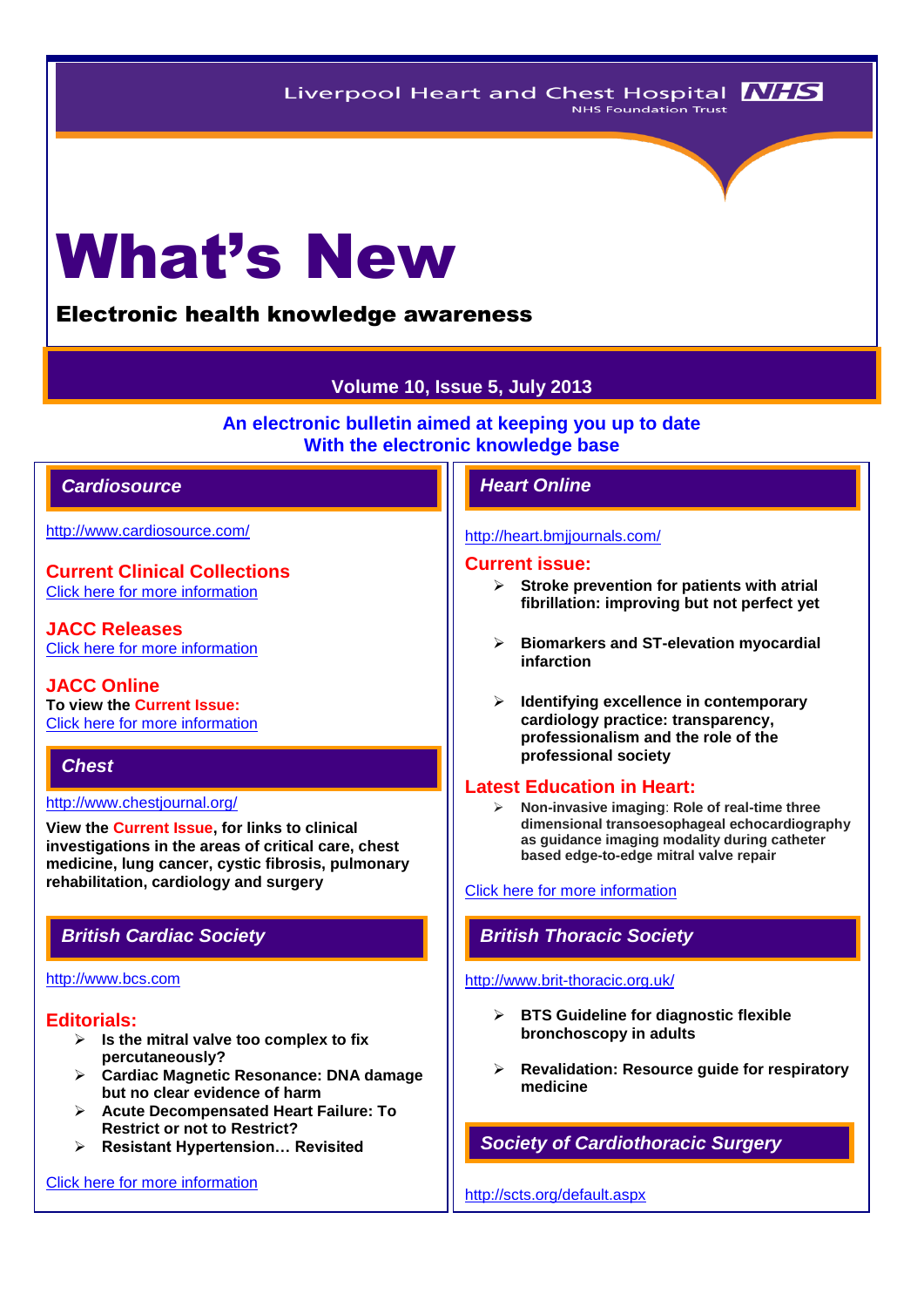Liverpool Heart and Chest Hospital NHS Foundation Trust

# What's New

## Electronic health knowledge awareness

**Volume 10, Issue 5, July 2013**

**An electronic bulletin aimed at keeping you up to date With the electronic knowledge base**

## *Cardiosource*

http://www.cardiosource.com/

### Current Clinical Collections

Click here for more information

### JACC Releases

Click here for more information

### JACC Online

**To view the Current Issue:**
Click here for more information

## *Chest*

http://www.chestjournal.org/

**View the Current Issue, for links to clinical investigations in the areas of critical care, chest medicine, lung cancer, cystic fibrosis, pulmonary rehabilitation, cardiology and surgery**

## *British Cardiac Society*

http://www.bcs.com

### Editorials:

- **Is the mitral valve too complex to fix percutaneously?**
- **Cardiac Magnetic Resonance: DNA damage but no clear evidence of harm**
- **Acute Decompensated Heart Failure: To Restrict or not to Restrict?**
- **Resistant Hypertension… Revisited**

Click here for more information

## *Heart Online*

http://heart.bmjjournals.com/

### Current issue:

- **Stroke prevention for patients with atrial fibrillation: improving but not perfect yet**
- **Biomarkers and ST-elevation myocardial infarction**
- **Identifying excellence in contemporary cardiology practice: transparency, professionalism and the role of the professional society**

### Latest Education in Heart:

- **Non-invasive imaging**: **Role of real-time three dimensional transoesophageal echocardiography as guidance imaging modality during catheter based edge-to-edge mitral valve repair**

Click here for more information

## *British Thoracic Society*

http://www.brit-thoracic.org.uk/

- **BTS Guideline for diagnostic flexible bronchoscopy in adults**
- **Revalidation: Resource guide for respiratory medicine**

## *Society of Cardiothoracic Surgery*

http://scts.org/default.aspx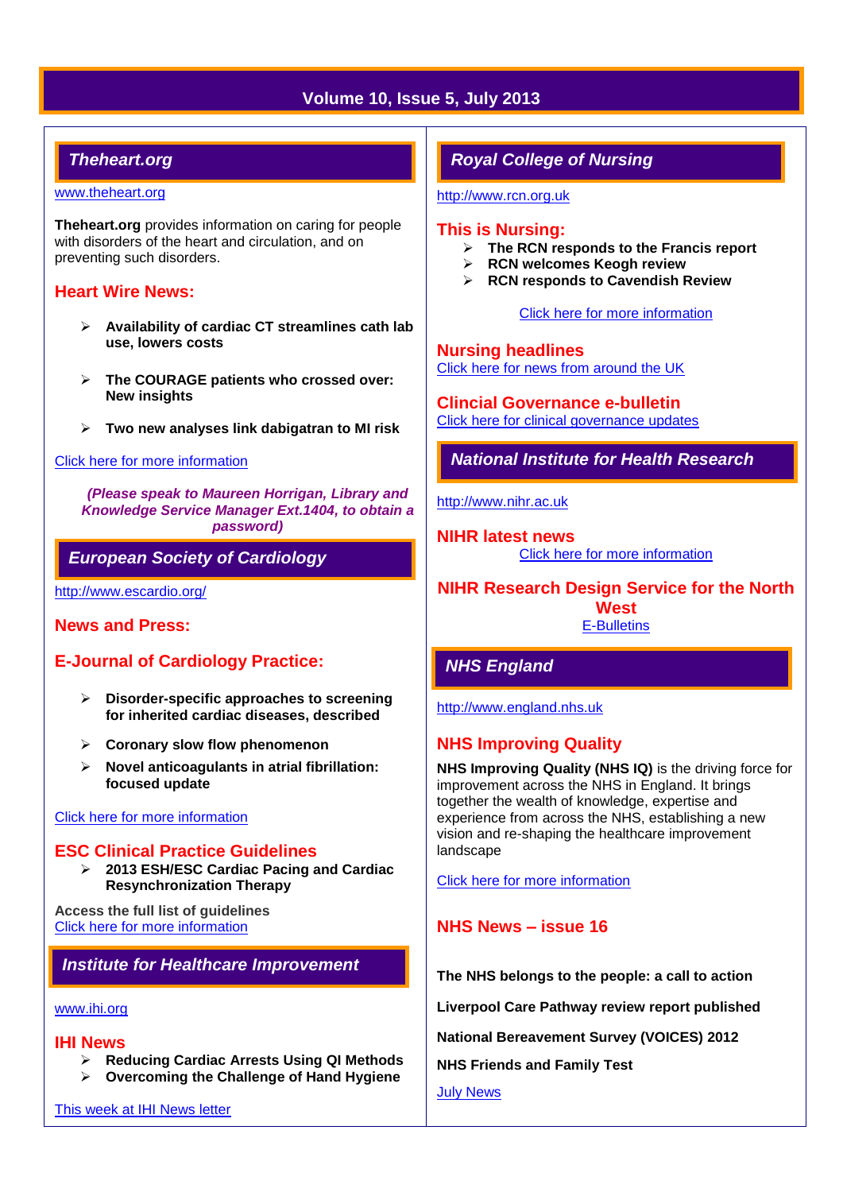## Theheart.org

www.theheart.org

**Theheart.org** provides information on caring for people with disorders of the heart and circulation, and on preventing such disorders.

### Heart Wire News:

- **Availability of cardiac CT streamlines cath lab use, lowers costs**
- **The COURAGE patients who crossed over: New insights**
- **Two new analyses link dabigatran to MI risk**

Click here for more information

***(Please speak to Maureen Horrigan, Library and Knowledge Service Manager Ext.1404, to obtain a password)***

## European Society of Cardiology

http://www.escardio.org/

### News and Press:

### E-Journal of Cardiology Practice:

- **Disorder-specific approaches to screening for inherited cardiac diseases, described**
- **Coronary slow flow phenomenon**
- **Novel anticoagulants in atrial fibrillation: focused update**

Click here for more information

### ESC Clinical Practice Guidelines

- **2013 ESH/ESC Cardiac Pacing and Cardiac Resynchronization Therapy**

**Access the full list of guidelines**
Click here for more information

## Institute for Healthcare Improvement

www.ihi.org

### IHI News

- **Reducing Cardiac Arrests Using QI Methods**
- **Overcoming the Challenge of Hand Hygiene**

This week at IHI News letter

## Royal College of Nursing

http://www.rcn.org.uk

### This is Nursing:

- **The RCN responds to the Francis report**
- **RCN welcomes Keogh review**
- **RCN responds to Cavendish Review**

Click here for more information

### Nursing headlines

Click here for news from around the UK

### Clincial Governance e-bulletin

Click here for clinical governance updates

## National Institute for Health Research

http://www.nihr.ac.uk

### NIHR latest news

Click here for more information

### NIHR Research Design Service for the North West

E-Bulletins

## NHS England

http://www.england.nhs.uk

### NHS Improving Quality

**NHS Improving Quality (NHS IQ)** is the driving force for improvement across the NHS in England. It brings together the wealth of knowledge, expertise and experience from across the NHS, establishing a new vision and re-shaping the healthcare improvement landscape

Click here for more information

### NHS News – issue 16

**The NHS belongs to the people: a call to action**

**Liverpool Care Pathway review report published**

**National Bereavement Survey (VOICES) 2012**

**NHS Friends and Family Test**

July News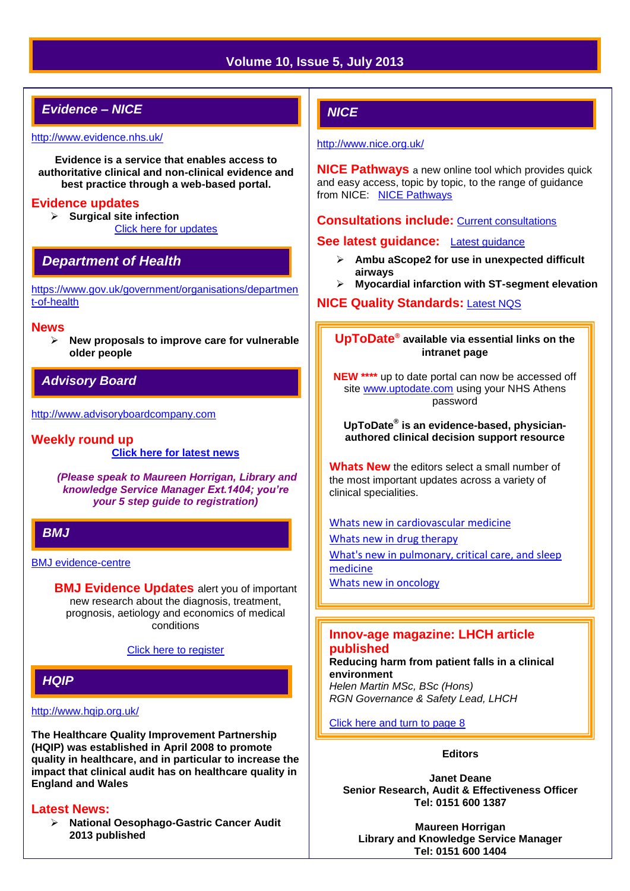**Volume 10, Issue 5, July 2013**

## *Evidence – NICE*

http://www.evidence.nhs.uk/

**Evidence is a service that enables access to authoritative clinical and non-clinical evidence and best practice through a web-based portal.**

### Evidence updates

- **Surgical site infection**

  Click here for updates

## *Department of Health*

https://www.gov.uk/government/organisations/department-of-health

### News

- **New proposals to improve care for vulnerable older people**

## *Advisory Board*

http://www.advisoryboardcompany.com

### Weekly round up

**Click here for latest news**

***(Please speak to Maureen Horrigan, Library and knowledge Service Manager Ext.1404; you're your 5 step guide to registration)***

## *BMJ*

BMJ evidence-centre

**BMJ Evidence Updates** alert you of important new research about the diagnosis, treatment, prognosis, aetiology and economics of medical conditions

Click here to register

## *HQIP*

http://www.hqip.org.uk/

**The Healthcare Quality Improvement Partnership (HQIP) was established in April 2008 to promote quality in healthcare, and in particular to increase the impact that clinical audit has on healthcare quality in England and Wales**

### Latest News:

- **National Oesophago-Gastric Cancer Audit 2013 published**

## *NICE*

http://www.nice.org.uk/

**NICE Pathways** a new online tool which provides quick and easy access, topic by topic, to the range of guidance from NICE: NICE Pathways

**Consultations include:** Current consultations

**See latest guidance:** Latest guidance

- **Ambu aScope2 for use in unexpected difficult airways**
- **Myocardial infarction with ST-segment elevation**

**NICE Quality Standards:** Latest NQS

**UpToDate® available via essential links on the intranet page**

**NEW \*\*\*\*** up to date portal can now be accessed off site www.uptodate.com using your NHS Athens password

**UpToDate® is an evidence-based, physician-authored clinical decision support resource**

**Whats New** the editors select a small number of the most important updates across a variety of clinical specialities.

Whats new in cardiovascular medicine
Whats new in drug therapy
What's new in pulmonary, critical care, and sleep medicine
Whats new in oncology

### Innov-age magazine: LHCH article published

**Reducing harm from patient falls in a clinical environment**
*Helen Martin MSc, BSc (Hons)*
*RGN Governance & Safety Lead, LHCH*

Click here and turn to page 8

**Editors**

**Janet Deane**
**Senior Research, Audit & Effectiveness Officer**
**Tel: 0151 600 1387**

**Maureen Horrigan**
**Library and Knowledge Service Manager**
**Tel: 0151 600 1404**